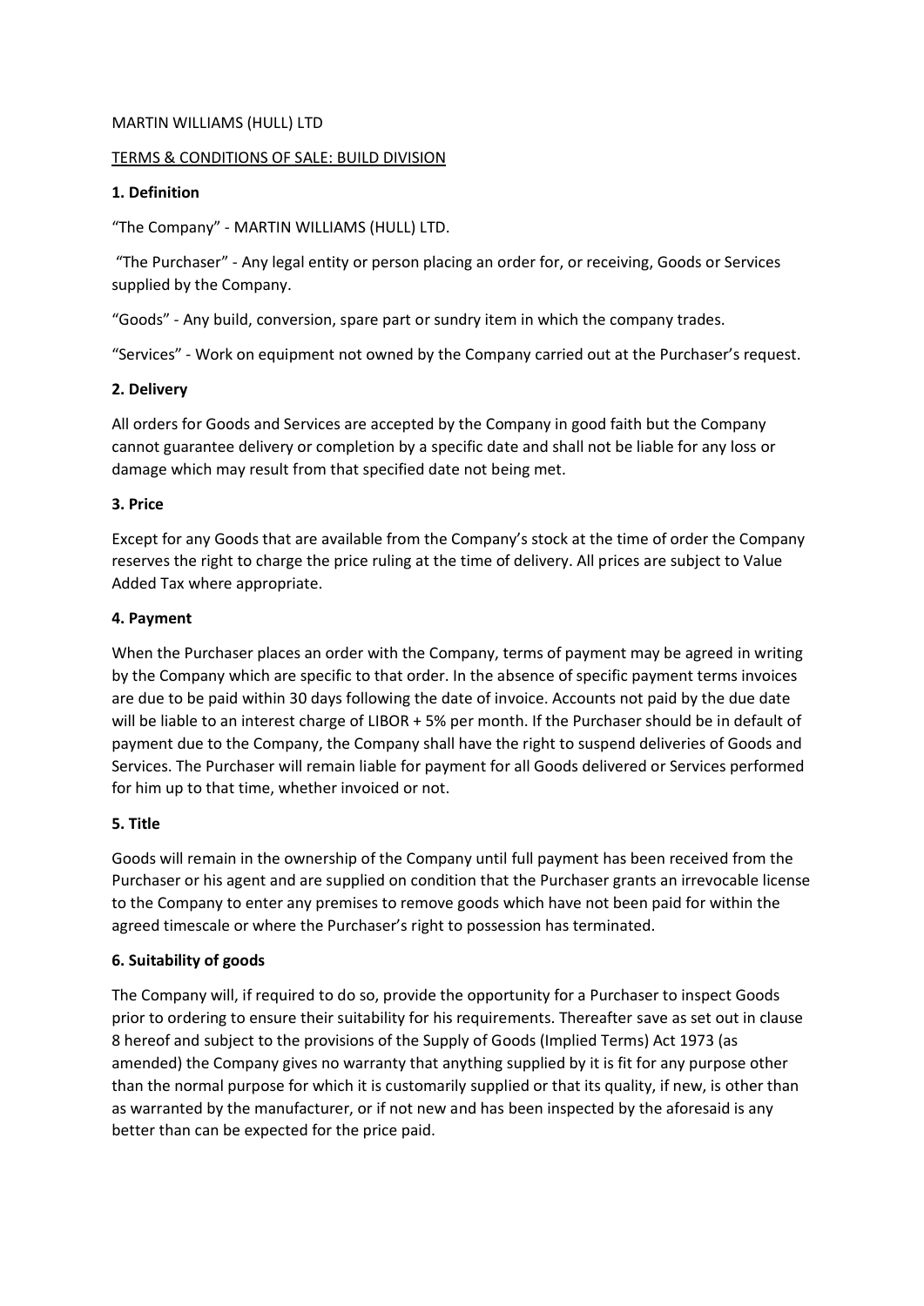MARTIN WILLIAMS (HULL) LTD

TERMS & CONDITIONS OF SALE: BUILD DIVISION

**1. Definition**

"The Company" - MARTIN WILLIAMS (HULL) LTD.

"The Purchaser" - Any legal entity or person placing an order for, or receiving, Goods or Services supplied by the Company.

"Goods" - Any build, conversion, spare part or sundry item in which the company trades.

"Services" - Work on equipment not owned by the Company carried out at the Purchaser's request.

**2. Delivery**

All orders for Goods and Services are accepted by the Company in good faith but the Company cannot guarantee delivery or completion by a specific date and shall not be liable for any loss or damage which may result from that specified date not being met.

**3. Price**

Except for any Goods that are available from the Company's stock at the time of order the Company reserves the right to charge the price ruling at the time of delivery. All prices are subject to Value Added Tax where appropriate.

**4. Payment**

When the Purchaser places an order with the Company, terms of payment may be agreed in writing by the Company which are specific to that order. In the absence of specific payment terms invoices are due to be paid within 30 days following the date of invoice. Accounts not paid by the due date will be liable to an interest charge of LIBOR + 5% per month. If the Purchaser should be in default of payment due to the Company, the Company shall have the right to suspend deliveries of Goods and Services. The Purchaser will remain liable for payment for all Goods delivered or Services performed for him up to that time, whether invoiced or not.

**5. Title**

Goods will remain in the ownership of the Company until full payment has been received from the Purchaser or his agent and are supplied on condition that the Purchaser grants an irrevocable license to the Company to enter any premises to remove goods which have not been paid for within the agreed timescale or where the Purchaser's right to possession has terminated.

**6. Suitability of goods**

The Company will, if required to do so, provide the opportunity for a Purchaser to inspect Goods prior to ordering to ensure their suitability for his requirements. Thereafter save as set out in clause 8 hereof and subject to the provisions of the Supply of Goods (Implied Terms) Act 1973 (as amended) the Company gives no warranty that anything supplied by it is fit for any purpose other than the normal purpose for which it is customarily supplied or that its quality, if new, is other than as warranted by the manufacturer, or if not new and has been inspected by the aforesaid is any better than can be expected for the price paid.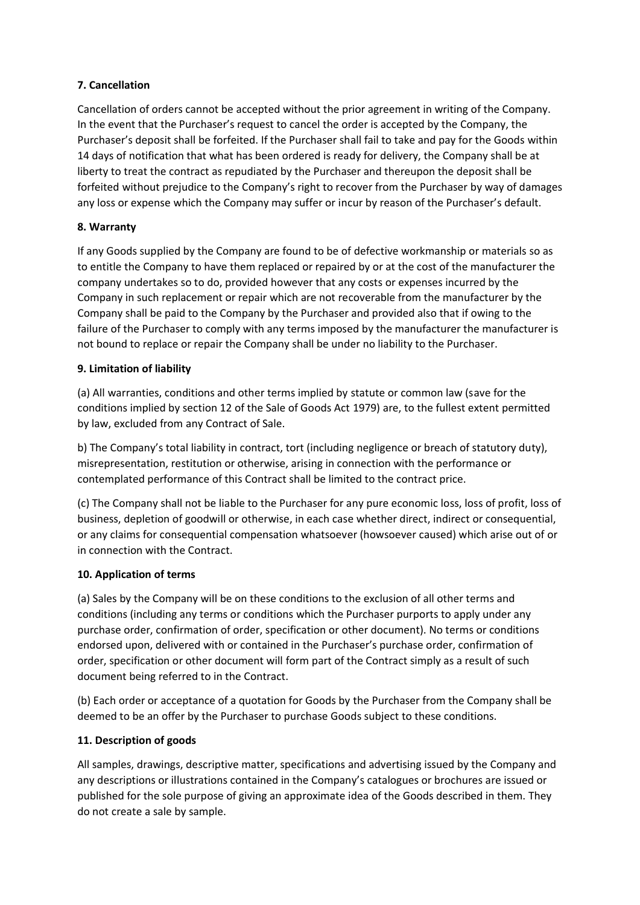## 7. Cancellation

Cancellation of orders cannot be accepted without the prior agreement in writing of the Company. In the event that the Purchaser's request to cancel the order is accepted by the Company, the Purchaser's deposit shall be forfeited. If the Purchaser shall fail to take and pay for the Goods within 14 days of notification that what has been ordered is ready for delivery, the Company shall be at liberty to treat the contract as repudiated by the Purchaser and thereupon the deposit shall be forfeited without prejudice to the Company's right to recover from the Purchaser by way of damages any loss or expense which the Company may suffer or incur by reason of the Purchaser's default.

## 8. Warranty

If any Goods supplied by the Company are found to be of defective workmanship or materials so as to entitle the Company to have them replaced or repaired by or at the cost of the manufacturer the company undertakes so to do, provided however that any costs or expenses incurred by the Company in such replacement or repair which are not recoverable from the manufacturer by the Company shall be paid to the Company by the Purchaser and provided also that if owing to the failure of the Purchaser to comply with any terms imposed by the manufacturer the manufacturer is not bound to replace or repair the Company shall be under no liability to the Purchaser.

## 9. Limitation of liability

(a) All warranties, conditions and other terms implied by statute or common law (save for the conditions implied by section 12 of the Sale of Goods Act 1979) are, to the fullest extent permitted by law, excluded from any Contract of Sale.

b) The Company's total liability in contract, tort (including negligence or breach of statutory duty), misrepresentation, restitution or otherwise, arising in connection with the performance or contemplated performance of this Contract shall be limited to the contract price.

(c) The Company shall not be liable to the Purchaser for any pure economic loss, loss of profit, loss of business, depletion of goodwill or otherwise, in each case whether direct, indirect or consequential, or any claims for consequential compensation whatsoever (howsoever caused) which arise out of or in connection with the Contract.

## 10. Application of terms

(a) Sales by the Company will be on these conditions to the exclusion of all other terms and conditions (including any terms or conditions which the Purchaser purports to apply under any purchase order, confirmation of order, specification or other document). No terms or conditions endorsed upon, delivered with or contained in the Purchaser's purchase order, confirmation of order, specification or other document will form part of the Contract simply as a result of such document being referred to in the Contract.

(b) Each order or acceptance of a quotation for Goods by the Purchaser from the Company shall be deemed to be an offer by the Purchaser to purchase Goods subject to these conditions.

## 11. Description of goods

All samples, drawings, descriptive matter, specifications and advertising issued by the Company and any descriptions or illustrations contained in the Company's catalogues or brochures are issued or published for the sole purpose of giving an approximate idea of the Goods described in them. They do not create a sale by sample.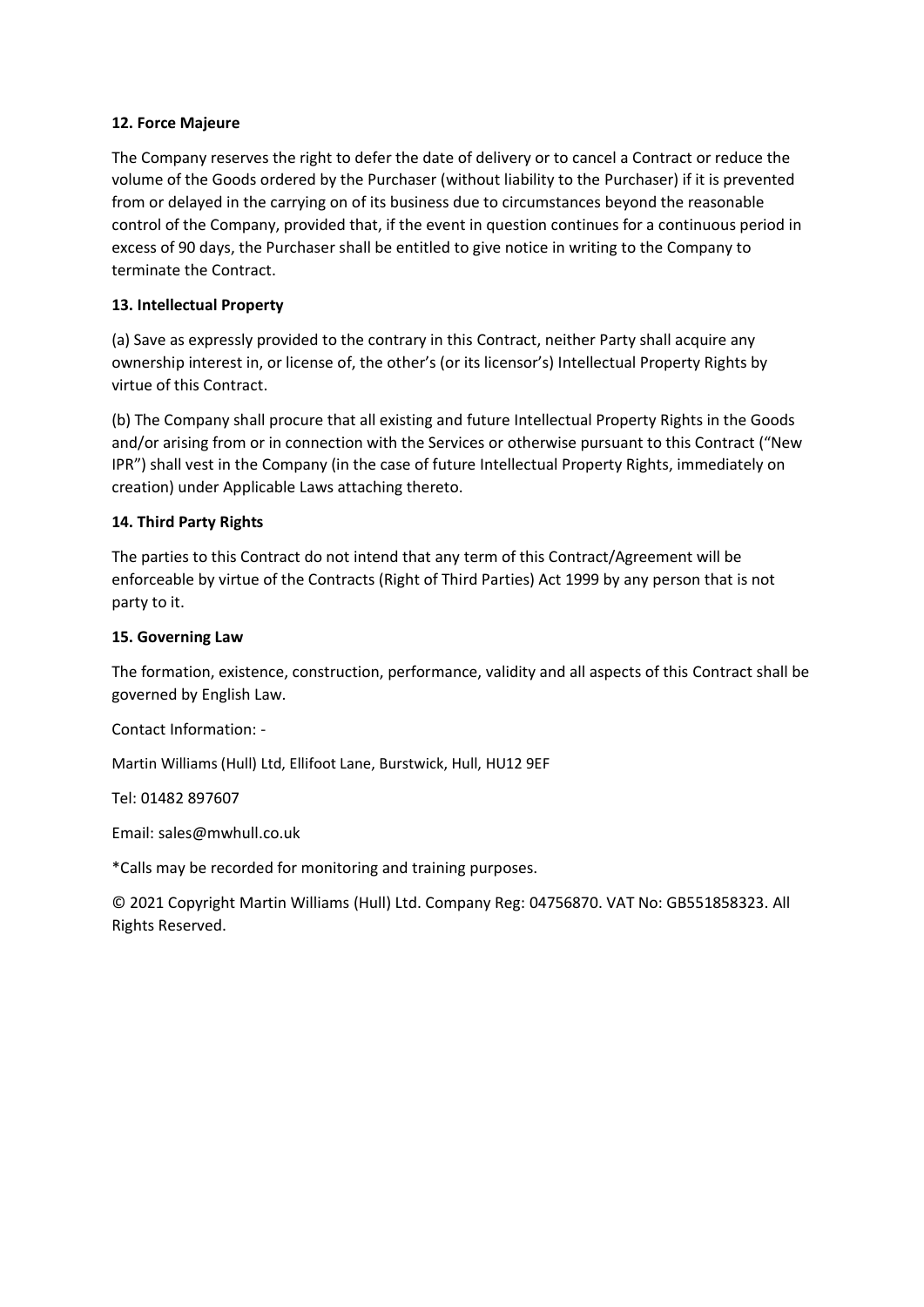**12. Force Majeure**

The Company reserves the right to defer the date of delivery or to cancel a Contract or reduce the volume of the Goods ordered by the Purchaser (without liability to the Purchaser) if it is prevented from or delayed in the carrying on of its business due to circumstances beyond the reasonable control of the Company, provided that, if the event in question continues for a continuous period in excess of 90 days, the Purchaser shall be entitled to give notice in writing to the Company to terminate the Contract.

**13. Intellectual Property**

(a) Save as expressly provided to the contrary in this Contract, neither Party shall acquire any ownership interest in, or license of, the other's (or its licensor's) Intellectual Property Rights by virtue of this Contract.

(b) The Company shall procure that all existing and future Intellectual Property Rights in the Goods and/or arising from or in connection with the Services or otherwise pursuant to this Contract ("New IPR") shall vest in the Company (in the case of future Intellectual Property Rights, immediately on creation) under Applicable Laws attaching thereto.

**14. Third Party Rights**

The parties to this Contract do not intend that any term of this Contract/Agreement will be enforceable by virtue of the Contracts (Right of Third Parties) Act 1999 by any person that is not party to it.

**15. Governing Law**

The formation, existence, construction, performance, validity and all aspects of this Contract shall be governed by English Law.

Contact Information: -

Martin Williams (Hull) Ltd, Ellifoot Lane, Burstwick, Hull, HU12 9EF

Tel: 01482 897607

Email: sales@mwhull.co.uk

*Calls may be recorded for monitoring and training purposes.

© 2021 Copyright Martin Williams (Hull) Ltd. Company Reg: 04756870. VAT No: GB551858323. All Rights Reserved.